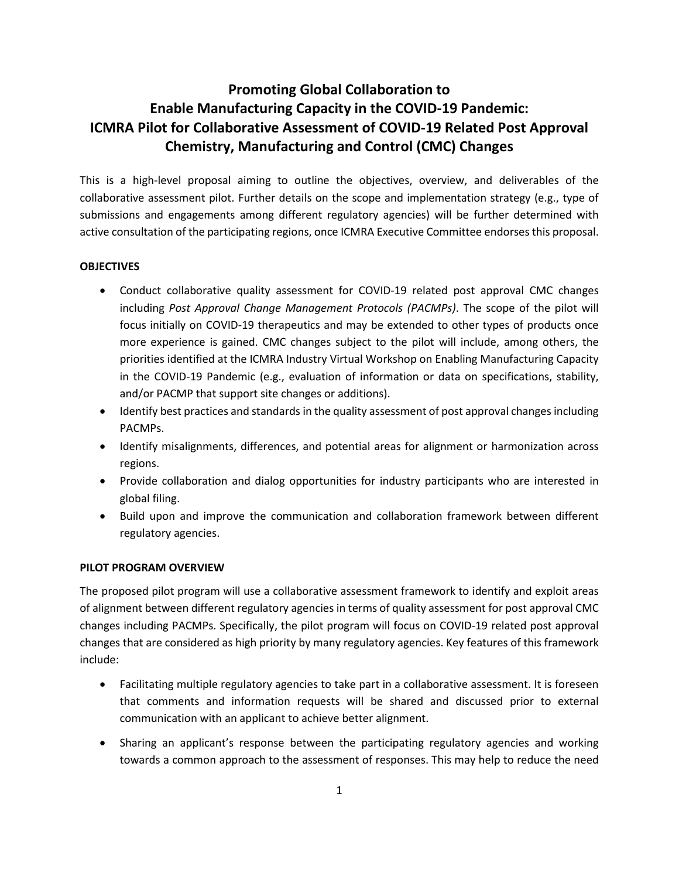# Promoting Global Collaboration to Enable Manufacturing Capacity in the COVID-19 Pandemic: ICMRA Pilot for Collaborative Assessment of COVID-19 Related Post Approval Chemistry, Manufacturing and Control (CMC) Changes

This is a high-level proposal aiming to outline the objectives, overview, and deliverables of the collaborative assessment pilot. Further details on the scope and implementation strategy (e.g., type of submissions and engagements among different regulatory agencies) will be further determined with active consultation of the participating regions, once ICMRA Executive Committee endorses this proposal.

## OBJECTIVES

- Conduct collaborative quality assessment for COVID-19 related post approval CMC changes including *Post Approval Change Management Protocols (PACMPs)*. The scope of the pilot will focus initially on COVID-19 therapeutics and may be extended to other types of products once more experience is gained. CMC changes subject to the pilot will include, among others, the priorities identified at the ICMRA Industry Virtual Workshop on Enabling Manufacturing Capacity in the COVID-19 Pandemic (e.g., evaluation of information or data on specifications, stability, and/or PACMP that support site changes or additions).
- Identify best practices and standards in the quality assessment of post approval changes including PACMPs.
- Identify misalignments, differences, and potential areas for alignment or harmonization across regions.
- Provide collaboration and dialog opportunities for industry participants who are interested in global filing.
- Build upon and improve the communication and collaboration framework between different regulatory agencies.

## PILOT PROGRAM OVERVIEW

The proposed pilot program will use a collaborative assessment framework to identify and exploit areas of alignment between different regulatory agencies in terms of quality assessment for post approval CMC changes including PACMPs. Specifically, the pilot program will focus on COVID-19 related post approval changes that are considered as high priority by many regulatory agencies. Key features of this framework include:

- Facilitating multiple regulatory agencies to take part in a collaborative assessment. It is foreseen that comments and information requests will be shared and discussed prior to external communication with an applicant to achieve better alignment.
- Sharing an applicant's response between the participating regulatory agencies and working towards a common approach to the assessment of responses. This may help to reduce the need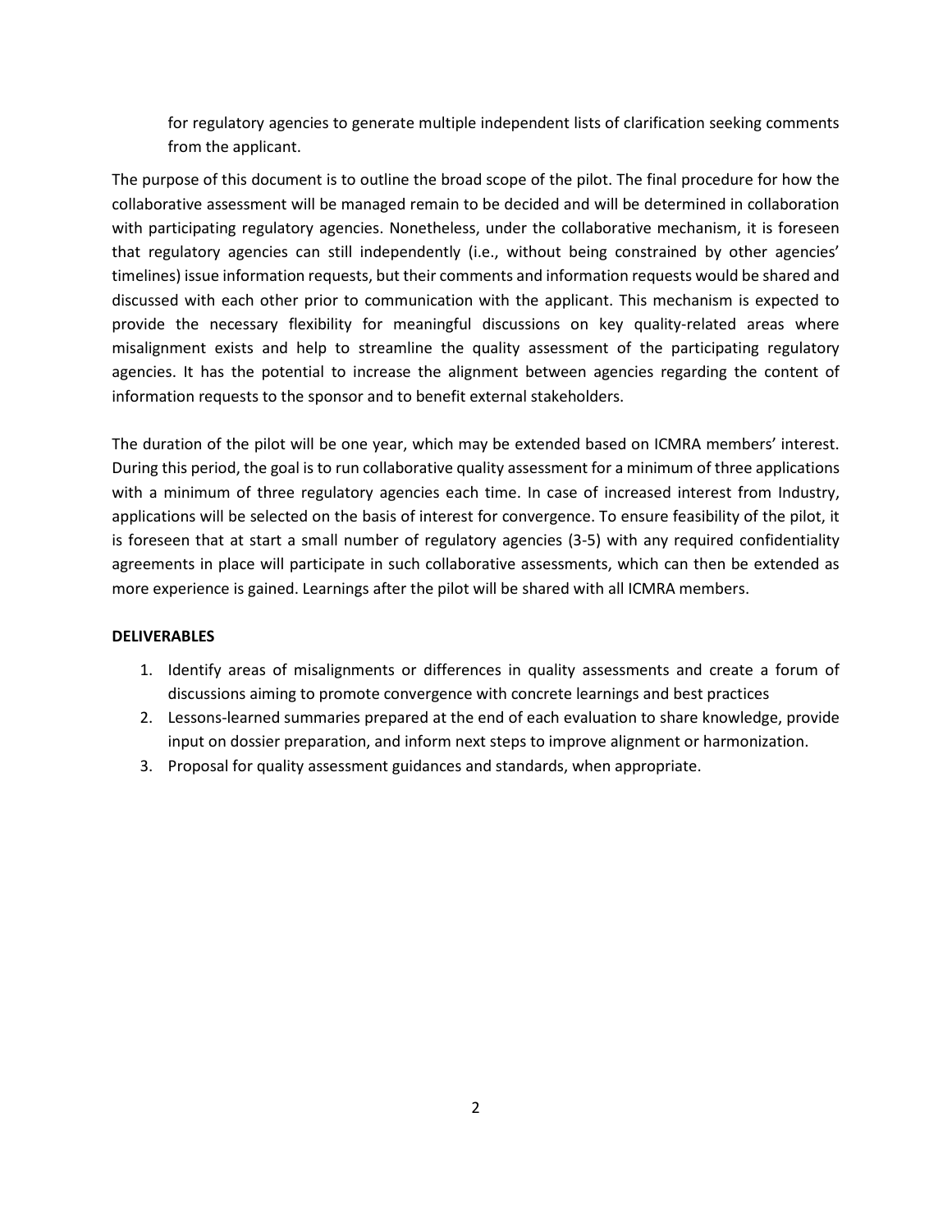for regulatory agencies to generate multiple independent lists of clarification seeking comments from the applicant.

The purpose of this document is to outline the broad scope of the pilot. The final procedure for how the collaborative assessment will be managed remain to be decided and will be determined in collaboration with participating regulatory agencies. Nonetheless, under the collaborative mechanism, it is foreseen that regulatory agencies can still independently (i.e., without being constrained by other agencies' timelines) issue information requests, but their comments and information requests would be shared and discussed with each other prior to communication with the applicant. This mechanism is expected to provide the necessary flexibility for meaningful discussions on key quality-related areas where misalignment exists and help to streamline the quality assessment of the participating regulatory agencies. It has the potential to increase the alignment between agencies regarding the content of information requests to the sponsor and to benefit external stakeholders.

The duration of the pilot will be one year, which may be extended based on ICMRA members' interest. During this period, the goal is to run collaborative quality assessment for a minimum of three applications with a minimum of three regulatory agencies each time. In case of increased interest from Industry, applications will be selected on the basis of interest for convergence. To ensure feasibility of the pilot, it is foreseen that at start a small number of regulatory agencies (3-5) with any required confidentiality agreements in place will participate in such collaborative assessments, which can then be extended as more experience is gained. Learnings after the pilot will be shared with all ICMRA members.

**DELIVERABLES**

1. Identify areas of misalignments or differences in quality assessments and create a forum of discussions aiming to promote convergence with concrete learnings and best practices
2. Lessons-learned summaries prepared at the end of each evaluation to share knowledge, provide input on dossier preparation, and inform next steps to improve alignment or harmonization.
3. Proposal for quality assessment guidances and standards, when appropriate.